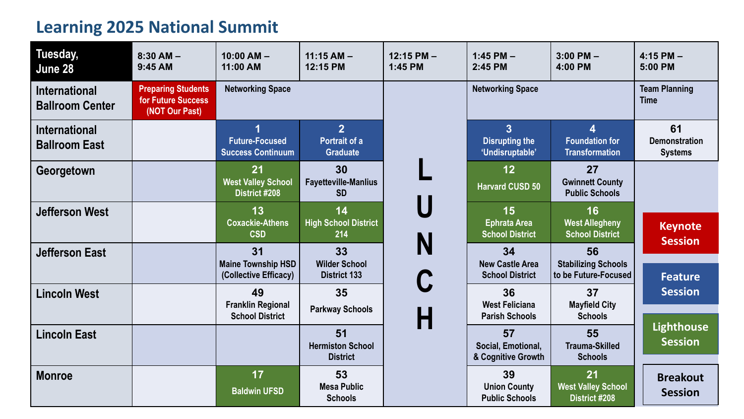# Learning 2025 National Summit

| Tuesday, June 28 | 8:30 AM – 9:45 AM | 10:00 AM – 11:00 AM | 11:15 AM – 12:15 PM | 12:15 PM – 1:45 PM | 1:45 PM – 2:45 PM | 3:00 PM – 4:00 PM | 4:15 PM – 5:00 PM |
|---|---|---|---|---|---|---|---|
| International Ballroom Center | Preparing Students for Future Success (NOT Our Past) | Networking Space | | LUNCH | Networking Space | | Team Planning Time |
| International Ballroom East | | 1 Future-Focused Success Continuum | 2 Portrait of a Graduate | | 3 Disrupting the 'Undisruptable' | 4 Foundation for Transformation | 61 Demonstration Systems |
| Georgetown | | 21 West Valley School District #208 | 30 Fayetteville-Manlius SD | | 12 Harvard CUSD 50 | 27 Gwinnett County Public Schools | |
| Jefferson West | | 13 Coxackie-Athens CSD | 14 High School District 214 | | 15 Ephrata Area School District | 16 West Allegheny School District | |
| Jefferson East | | 31 Maine Township HSD (Collective Efficacy) | 33 Wilder School District 133 | | 34 New Castle Area School District | 56 Stabilizing Schools to be Future-Focused | |
| Lincoln West | | 49 Franklin Regional School District | 35 Parkway Schools | | 36 West Feliciana Parish Schools | 37 Mayfield City Schools | |
| Lincoln East | | | 51 Hermiston School District | | 57 Social, Emotional, & Cognitive Growth | 55 Trauma-Skilled Schools | |
| Monroe | | 17 Baldwin UFSD | 53 Mesa Public Schools | | 39 Union County Public Schools | 21 West Valley School District #208 | |

**Legend:** Keynote Session | Feature Session | Lighthouse Session | Breakout Session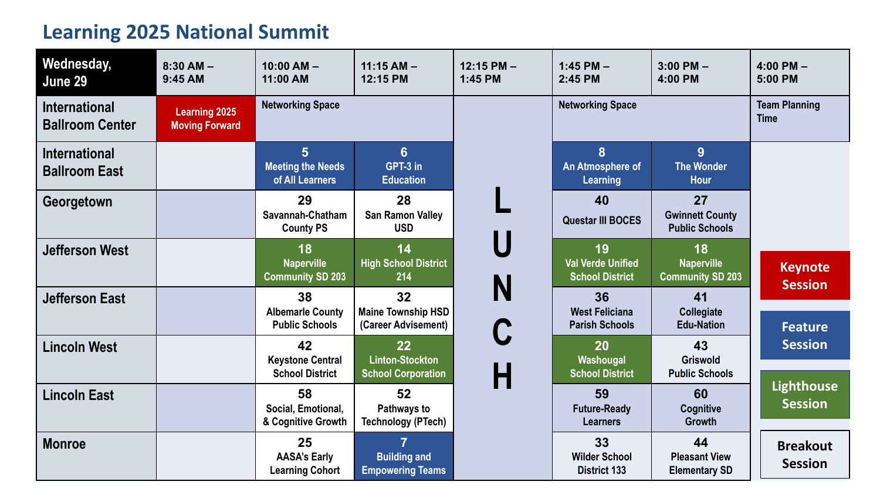# Learning 2025 National Summit

| Wednesday, June 29 | 8:30 AM – 9:45 AM | 10:00 AM – 11:00 AM | 11:15 AM – 12:15 PM | 12:15 PM – 1:45 PM | 1:45 PM – 2:45 PM | 3:00 PM – 4:00 PM | 4:00 PM – 5:00 PM |
|---|---|---|---|---|---|---|---|
| International Ballroom Center | Learning 2025 Moving Forward | Networking Space | | LUNCH | Networking Space | | Team Planning Time |
| International Ballroom East | | 5 Meeting the Needs of All Learners | 6 GPT-3 in Education | | 8 An Atmosphere of Learning | 9 The Wonder Hour | |
| Georgetown | | 29 Savannah-Chatham County PS | 28 San Ramon Valley USD | | 40 Questar III BOCES | 27 Gwinnett County Public Schools | |
| Jefferson West | | 18 Naperville Community SD 203 | 14 High School District 214 | | 19 Val Verde Unified School District | 18 Naperville Community SD 203 | |
| Jefferson East | | 38 Albemarle County Public Schools | 32 Maine Township HSD (Career Advisement) | | 36 West Feliciana Parish Schools | 41 Collegiate Edu-Nation | |
| Lincoln West | | 42 Keystone Central School District | 22 Linton-Stockton School Corporation | | 20 Washougal School District | 43 Griswold Public Schools | |
| Lincoln East | | 58 Social, Emotional, & Cognitive Growth | 52 Pathways to Technology (PTech) | | 59 Future-Ready Learners | 60 Cognitive Growth | |
| Monroe | | 25 AASA's Early Learning Cohort | 7 Building and Empowering Teams | | 33 Wilder School District 133 | 44 Pleasant View Elementary SD | |

Legend: Keynote Session (Learning 2025 Moving Forward); Feature Session (5, 6, 7, 8, 9); Lighthouse Session (18, 14, 22, 19, 20); Breakout Session (all other numbered sessions)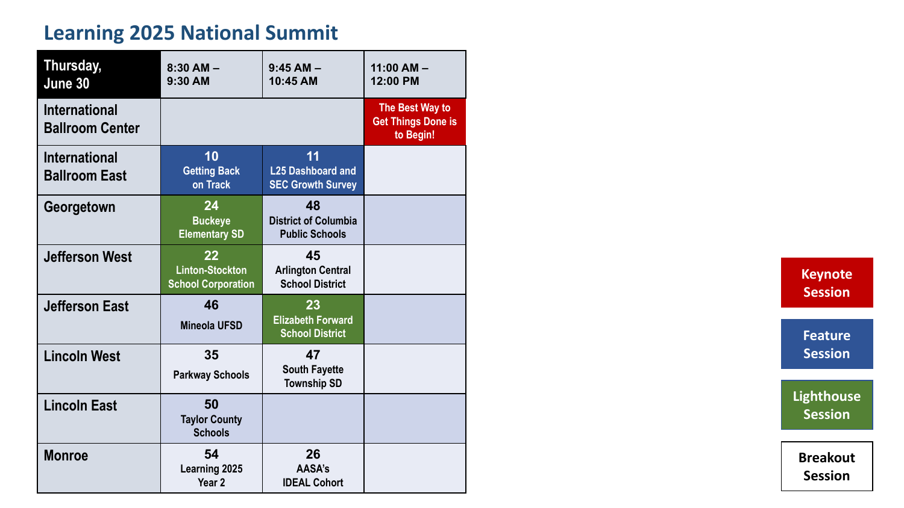## Learning 2025 National Summit

| Thursday, June 30 | 8:30 AM – 9:30 AM | 9:45 AM – 10:45 AM | 11:00 AM – 12:00 PM |
|---|---|---|---|
| International Ballroom Center | | | The Best Way to Get Things Done is to Begin! |
| International Ballroom East | 10 Getting Back on Track | 11 L25 Dashboard and SEC Growth Survey | |
| Georgetown | 24 Buckeye Elementary SD | 48 District of Columbia Public Schools | |
| Jefferson West | 22 Linton-Stockton School Corporation | 45 Arlington Central School District | |
| Jefferson East | 46 Mineola UFSD | 23 Elizabeth Forward School District | |
| Lincoln West | 35 Parkway Schools | 47 South Fayette Township SD | |
| Lincoln East | 50 Taylor County Schools | | |
| Monroe | 54 Learning 2025 Year 2 | 26 AASA's IDEAL Cohort | |

Keynote Session

Feature Session

Lighthouse Session

Breakout Session